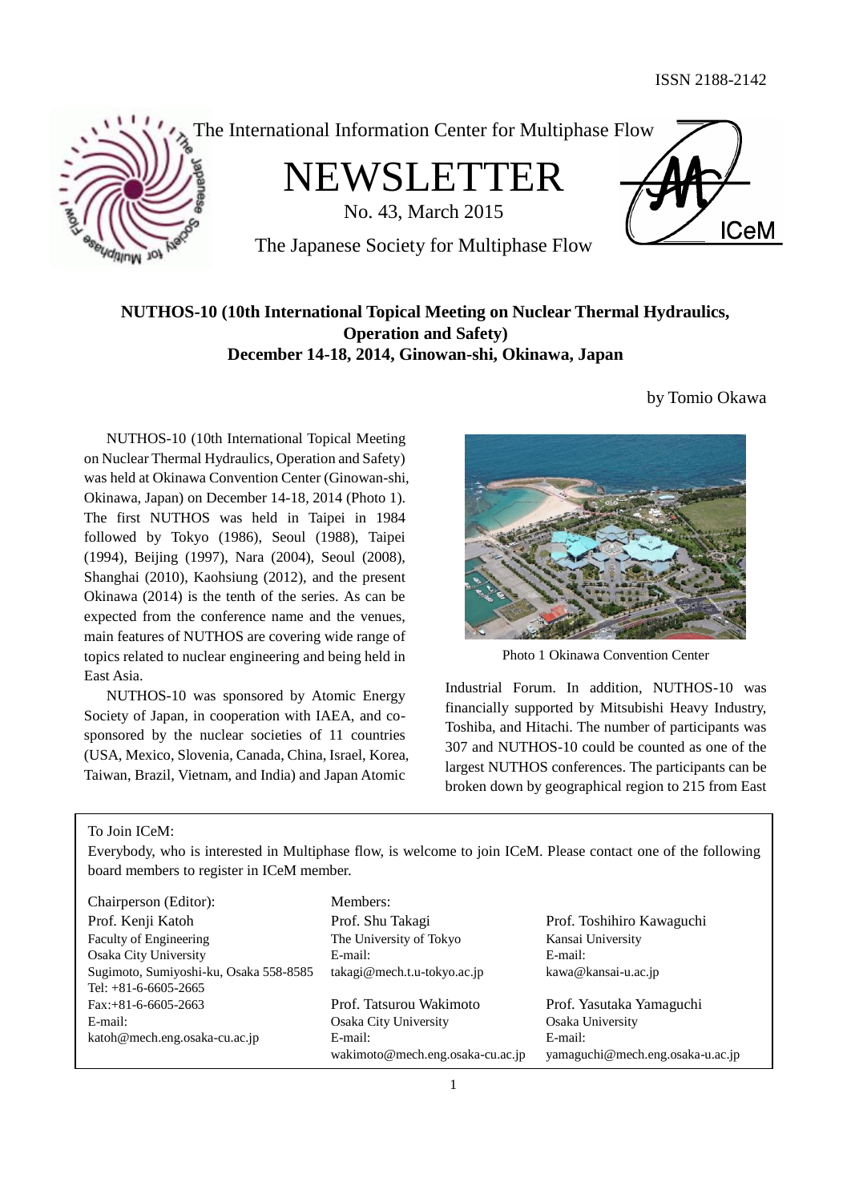ISSN 2188-2142

The International Information Center for Multiphase Flow

# NEWSLETTER

No. 43, March 2015

The Japanese Society for Multiphase Flow

## NUTHOS-10 (10th International Topical Meeting on Nuclear Thermal Hydraulics, Operation and Safety) December 14-18, 2014, Ginowan-shi, Okinawa, Japan

by Tomio Okawa

NUTHOS-10 (10th International Topical Meeting on Nuclear Thermal Hydraulics, Operation and Safety) was held at Okinawa Convention Center (Ginowan-shi, Okinawa, Japan) on December 14-18, 2014 (Photo 1). The first NUTHOS was held in Taipei in 1984 followed by Tokyo (1986), Seoul (1988), Taipei (1994), Beijing (1997), Nara (2004), Seoul (2008), Shanghai (2010), Kaohsiung (2012), and the present Okinawa (2014) is the tenth of the series. As can be expected from the conference name and the venues, main features of NUTHOS are covering wide range of topics related to nuclear engineering and being held in East Asia.

Photo 1 Okinawa Convention Center

NUTHOS-10 was sponsored by Atomic Energy Society of Japan, in cooperation with IAEA, and co-sponsored by the nuclear societies of 11 countries (USA, Mexico, Slovenia, Canada, China, Israel, Korea, Taiwan, Brazil, Vietnam, and India) and Japan Atomic Industrial Forum. In addition, NUTHOS-10 was financially supported by Mitsubishi Heavy Industry, Toshiba, and Hitachi. The number of participants was 307 and NUTHOS-10 could be counted as one of the largest NUTHOS conferences. The participants can be broken down by geographical region to 215 from East

---

To Join ICeM:

Everybody, who is interested in Multiphase flow, is welcome to join ICeM. Please contact one of the following board members to register in ICeM member.

Chairperson (Editor):
Prof. Kenji Katoh
Faculty of Engineering
Osaka City University
Sugimoto, Sumiyoshi-ku, Osaka 558-8585
Tel: +81-6-6605-2665
Fax:+81-6-6605-2663
E-mail:
katoh@mech.eng.osaka-cu.ac.jp

Members:

Prof. Shu Takagi
The University of Tokyo
E-mail:
takagi@mech.t.u-tokyo.ac.jp

Prof. Tatsurou Wakimoto
Osaka City University
E-mail:
wakimoto@mech.eng.osaka-cu.ac.jp

Prof. Toshihiro Kawaguchi
Kansai University
E-mail:
kawa@kansai-u.ac.jp

Prof. Yasutaka Yamaguchi
Osaka University
E-mail:
yamaguchi@mech.eng.osaka-u.ac.jp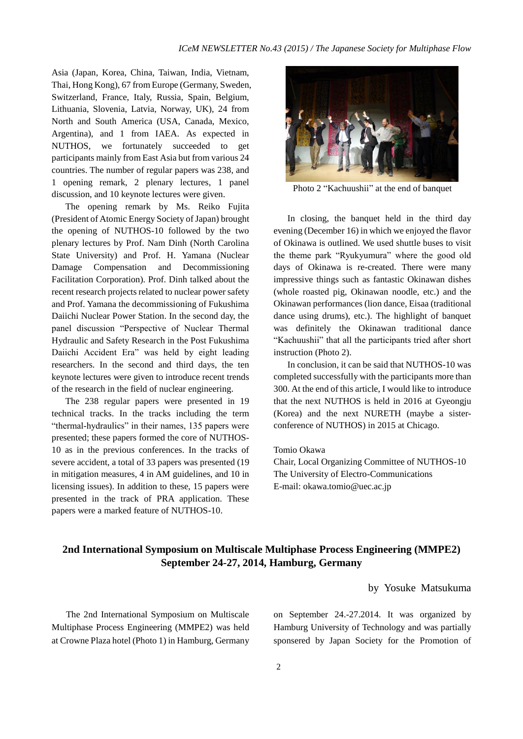Asia (Japan, Korea, China, Taiwan, India, Vietnam, Thai, Hong Kong), 67 from Europe (Germany, Sweden, Switzerland, France, Italy, Russia, Spain, Belgium, Lithuania, Slovenia, Latvia, Norway, UK), 24 from North and South America (USA, Canada, Mexico, Argentina), and 1 from IAEA. As expected in NUTHOS, we fortunately succeeded to get participants mainly from East Asia but from various 24 countries. The number of regular papers was 238, and 1 opening remark, 2 plenary lectures, 1 panel discussion, and 10 keynote lectures were given.

The opening remark by Ms. Reiko Fujita (President of Atomic Energy Society of Japan) brought the opening of NUTHOS-10 followed by the two plenary lectures by Prof. Nam Dinh (North Carolina State University) and Prof. H. Yamana (Nuclear Damage Compensation and Decommissioning Facilitation Corporation). Prof. Dinh talked about the recent research projects related to nuclear power safety and Prof. Yamana the decommissioning of Fukushima Daiichi Nuclear Power Station. In the second day, the panel discussion "Perspective of Nuclear Thermal Hydraulic and Safety Research in the Post Fukushima Daiichi Accident Era" was held by eight leading researchers. In the second and third days, the ten keynote lectures were given to introduce recent trends of the research in the field of nuclear engineering.

The 238 regular papers were presented in 19 technical tracks. In the tracks including the term "thermal-hydraulics" in their names, 135 papers were presented; these papers formed the core of NUTHOS-10 as in the previous conferences. In the tracks of severe accident, a total of 33 papers was presented (19 in mitigation measures, 4 in AM guidelines, and 10 in licensing issues). In addition to these, 15 papers were presented in the track of PRA application. These papers were a marked feature of NUTHOS-10.

Photo 2 "Kachuushii" at the end of banquet

In closing, the banquet held in the third day evening (December 16) in which we enjoyed the flavor of Okinawa is outlined. We used shuttle buses to visit the theme park "Ryukyumura" where the good old days of Okinawa is re-created. There were many impressive things such as fantastic Okinawan dishes (whole roasted pig, Okinawan noodle, etc.) and the Okinawan performances (lion dance, Eisaa (traditional dance using drums), etc.). The highlight of banquet was definitely the Okinawan traditional dance "Kachuushii" that all the participants tried after short instruction (Photo 2).

In conclusion, it can be said that NUTHOS-10 was completed successfully with the participants more than 300. At the end of this article, I would like to introduce that the next NUTHOS is held in 2016 at Gyeongju (Korea) and the next NURETH (maybe a sister-conference of NUTHOS) in 2015 at Chicago.

Tomio Okawa  
Chair, Local Organizing Committee of NUTHOS-10  
The University of Electro-Communications  
E-mail: okawa.tomio@uec.ac.jp

## 2nd International Symposium on Multiscale Multiphase Process Engineering (MMPE2) September 24-27, 2014, Hamburg, Germany

by Yosuke Matsukuma

The 2nd International Symposium on Multiscale Multiphase Process Engineering (MMPE2) was held at Crowne Plaza hotel (Photo 1) in Hamburg, Germany on September 24.-27.2014. It was organized by Hamburg University of Technology and was partially sponsered by Japan Society for the Promotion of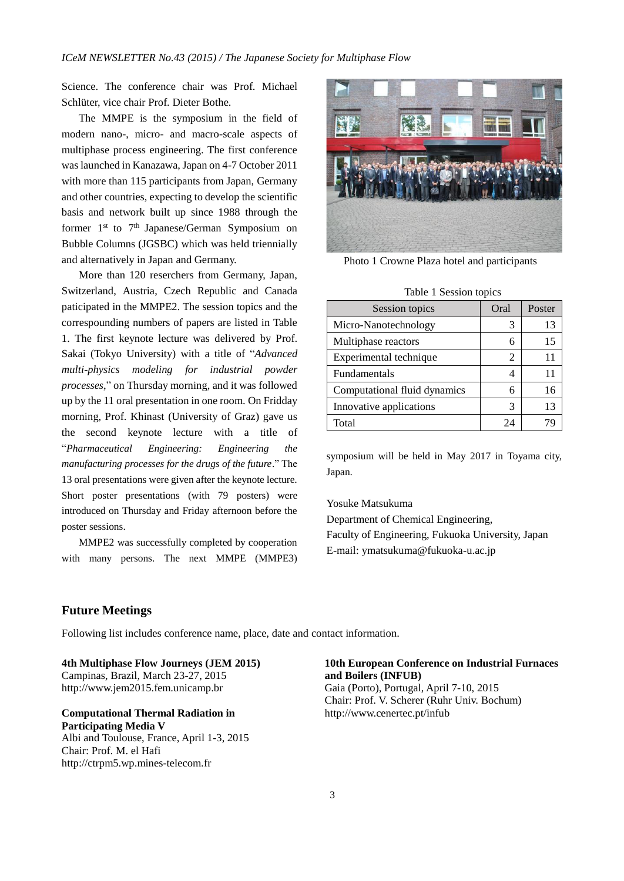Science. The conference chair was Prof. Michael Schlüter, vice chair Prof. Dieter Bothe.

The MMPE is the symposium in the field of modern nano-, micro- and macro-scale aspects of multiphase process engineering. The first conference was launched in Kanazawa, Japan on 4-7 October 2011 with more than 115 participants from Japan, Germany and other countries, expecting to develop the scientific basis and network built up since 1988 through the former 1st to 7th Japanese/German Symposium on Bubble Columns (JGSBC) which was held triennially and alternatively in Japan and Germany.

More than 120 reserchers from Germany, Japan, Switzerland, Austria, Czech Republic and Canada paticipated in the MMPE2. The session topics and the correspounding numbers of papers are listed in Table 1. The first keynote lecture was delivered by Prof. Sakai (Tokyo University) with a title of "*Advanced multi-physics modeling for industrial powder processes*," on Thursday morning, and it was followed up by the 11 oral presentation in one room. On Friday morning, Prof. Khinast (University of Graz) gave us the second keynote lecture with a title of "*Pharmaceutical Engineering: Engineering the manufacturing processes for the drugs of the future*." The 13 oral presentations were given after the keynote lecture. Short poster presentations (with 79 posters) were introduced on Thursday and Friday afternoon before the poster sessions.

MMPE2 was successfully completed by cooperation with many persons. The next MMPE (MMPE3) symposium will be held in May 2017 in Toyama city, Japan.

Photo 1 Crowne Plaza hotel and participants

Table 1 Session topics

| Session topics | Oral | Poster |
|---|---|---|
| Micro-Nanotechnology | 3 | 13 |
| Multiphase reactors | 6 | 15 |
| Experimental technique | 2 | 11 |
| Fundamentals | 4 | 11 |
| Computational fluid dynamics | 6 | 16 |
| Innovative applications | 3 | 13 |
| Total | 24 | 79 |

Yosuke Matsukuma
Department of Chemical Engineering,
Faculty of Engineering, Fukuoka University, Japan
E-mail: ymatsukuma@fukuoka-u.ac.jp

## Future Meetings

Following list includes conference name, place, date and contact information.

**4th Multiphase Flow Journeys (JEM 2015)**
Campinas, Brazil, March 23-27, 2015
http://www.jem2015.fem.unicamp.br

**Computational Thermal Radiation in Participating Media V**
Albi and Toulouse, France, April 1-3, 2015
Chair: Prof. M. el Hafi
http://ctrpm5.wp.mines-telecom.fr

**10th European Conference on Industrial Furnaces and Boilers (INFUB)**
Gaia (Porto), Portugal, April 7-10, 2015
Chair: Prof. V. Scherer (Ruhr Univ. Bochum)
http://www.cenertec.pt/infub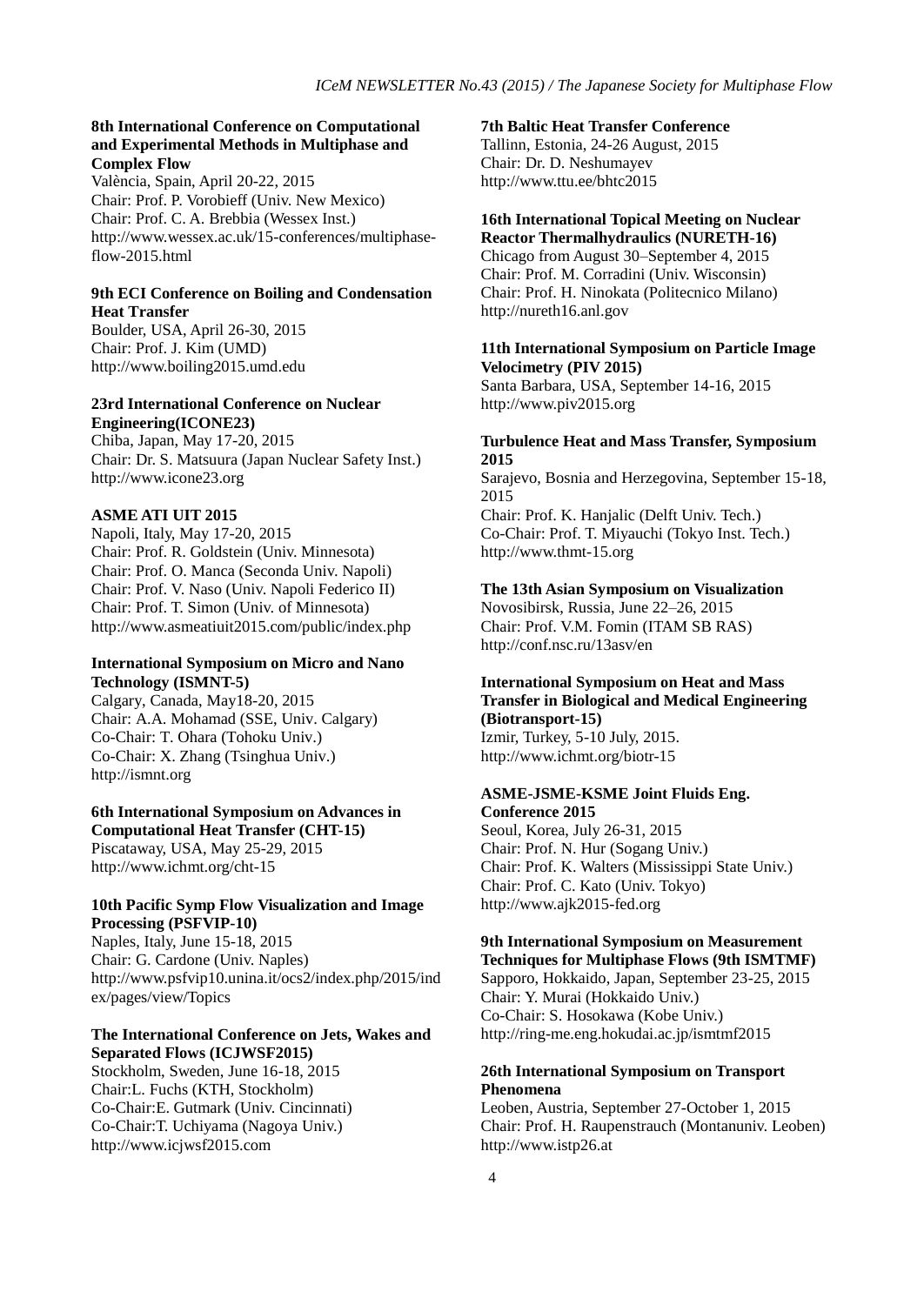**8th International Conference on Computational and Experimental Methods in Multiphase and Complex Flow**
València, Spain, April 20-22, 2015
Chair: Prof. P. Vorobieff (Univ. New Mexico)
Chair: Prof. C. A. Brebbia (Wessex Inst.)
http://www.wessex.ac.uk/15-conferences/multiphase-flow-2015.html

**9th ECI Conference on Boiling and Condensation Heat Transfer**
Boulder, USA, April 26-30, 2015
Chair: Prof. J. Kim (UMD)
http://www.boiling2015.umd.edu

**23rd International Conference on Nuclear Engineering(ICONE23)**
Chiba, Japan, May 17-20, 2015
Chair: Dr. S. Matsuura (Japan Nuclear Safety Inst.)
http://www.icone23.org

**ASME ATI UIT 2015**
Napoli, Italy, May 17-20, 2015
Chair: Prof. R. Goldstein (Univ. Minnesota)
Chair: Prof. O. Manca (Seconda Univ. Napoli)
Chair: Prof. V. Naso (Univ. Napoli Federico II)
Chair: Prof. T. Simon (Univ. of Minnesota)
http://www.asmeatiuit2015.com/public/index.php

**International Symposium on Micro and Nano Technology (ISMNT-5)**
Calgary, Canada, May18-20, 2015
Chair: A.A. Mohamad (SSE, Univ. Calgary)
Co-Chair: T. Ohara (Tohoku Univ.)
Co-Chair: X. Zhang (Tsinghua Univ.)
http://ismnt.org

**6th International Symposium on Advances in Computational Heat Transfer (CHT-15)**
Piscataway, USA, May 25-29, 2015
http://www.ichmt.org/cht-15

**10th Pacific Symp Flow Visualization and Image Processing (PSFVIP-10)**
Naples, Italy, June 15-18, 2015
Chair: G. Cardone (Univ. Naples)
http://www.psfvip10.unina.it/ocs2/index.php/2015/index/pages/view/Topics

**The International Conference on Jets, Wakes and Separated Flows (ICJWSF2015)**
Stockholm, Sweden, June 16-18, 2015
Chair:L. Fuchs (KTH, Stockholm)
Co-Chair:E. Gutmark (Univ. Cincinnati)
Co-Chair:T. Uchiyama (Nagoya Univ.)
http://www.icjwsf2015.com

**7th Baltic Heat Transfer Conference**
Tallinn, Estonia, 24-26 August, 2015
Chair: Dr. D. Neshumayev
http://www.ttu.ee/bhtc2015

**16th International Topical Meeting on Nuclear Reactor Thermalhydraulics (NURETH-16)**
Chicago from August 30–September 4, 2015
Chair: Prof. M. Corradini (Univ. Wisconsin)
Chair: Prof. H. Ninokata (Politecnico Milano)
http://nureth16.anl.gov

**11th International Symposium on Particle Image Velocimetry (PIV 2015)**
Santa Barbara, USA, September 14-16, 2015
http://www.piv2015.org

**Turbulence Heat and Mass Transfer, Symposium 2015**
Sarajevo, Bosnia and Herzegovina, September 15-18, 2015
Chair: Prof. K. Hanjalic (Delft Univ. Tech.)
Co-Chair: Prof. T. Miyauchi (Tokyo Inst. Tech.)
http://www.thmt-15.org

**The 13th Asian Symposium on Visualization**
Novosibirsk, Russia, June 22–26, 2015
Chair: Prof. V.M. Fomin (ITAM SB RAS)
http://conf.nsc.ru/13asv/en

**International Symposium on Heat and Mass Transfer in Biological and Medical Engineering (Biotransport-15)**
Izmir, Turkey, 5-10 July, 2015.
http://www.ichmt.org/biotr-15

**ASME-JSME-KSME Joint Fluids Eng. Conference 2015**
Seoul, Korea, July 26-31, 2015
Chair: Prof. N. Hur (Sogang Univ.)
Chair: Prof. K. Walters (Mississippi State Univ.)
Chair: Prof. C. Kato (Univ. Tokyo)
http://www.ajk2015-fed.org

**9th International Symposium on Measurement Techniques for Multiphase Flows (9th ISMTMF)**
Sapporo, Hokkaido, Japan, September 23-25, 2015
Chair: Y. Murai (Hokkaido Univ.)
Co-Chair: S. Hosokawa (Kobe Univ.)
http://ring-me.eng.hokudai.ac.jp/ismtmf2015

**26th International Symposium on Transport Phenomena**
Leoben, Austria, September 27-October 1, 2015
Chair: Prof. H. Raupenstrauch (Montanuniv. Leoben)
http://www.istp26.at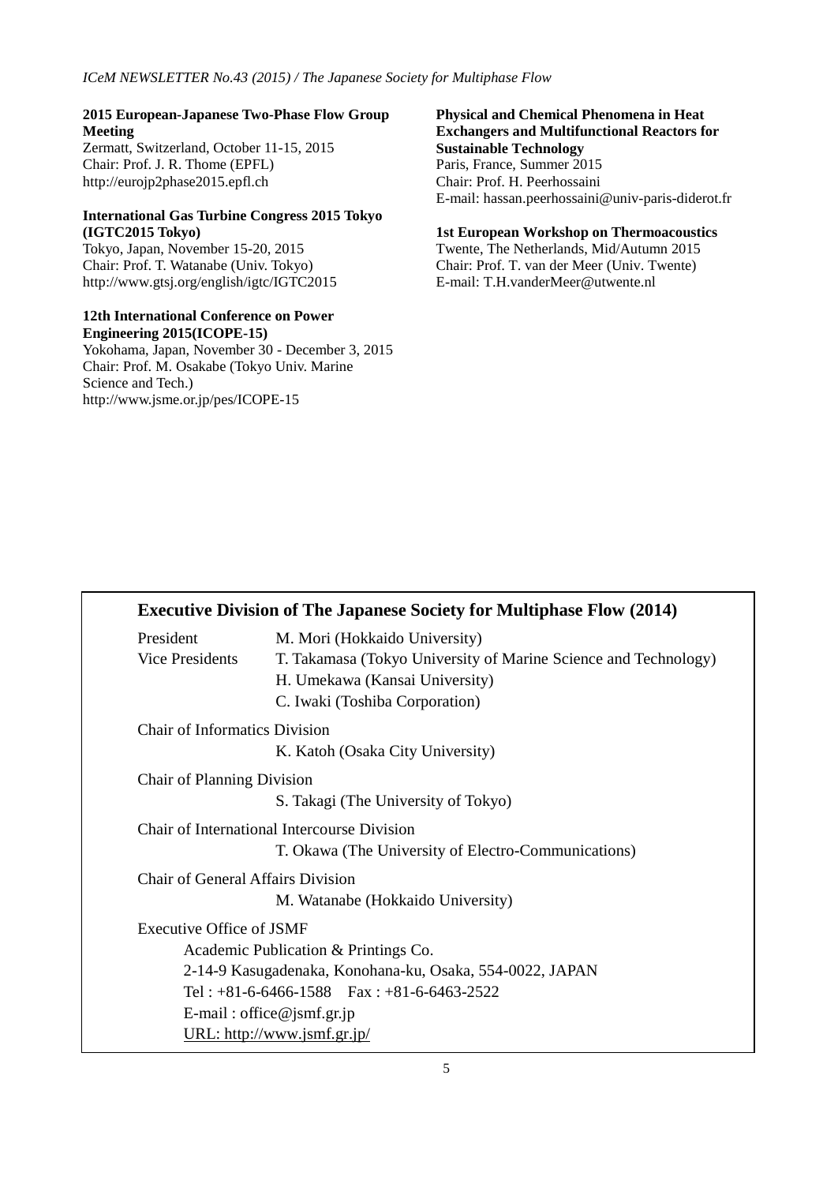**2015 European-Japanese Two-Phase Flow Group Meeting**
Zermatt, Switzerland, October 11-15, 2015
Chair: Prof. J. R. Thome (EPFL)
http://eurojp2phase2015.epfl.ch

**International Gas Turbine Congress 2015 Tokyo (IGTC2015 Tokyo)**
Tokyo, Japan, November 15-20, 2015
Chair: Prof. T. Watanabe (Univ. Tokyo)
http://www.gtsj.org/english/igtc/IGTC2015

**12th International Conference on Power Engineering 2015(ICOPE-15)**
Yokohama, Japan, November 30 - December 3, 2015
Chair: Prof. M. Osakabe (Tokyo Univ. Marine Science and Tech.)
http://www.jsme.or.jp/pes/ICOPE-15

**Physical and Chemical Phenomena in Heat Exchangers and Multifunctional Reactors for Sustainable Technology**
Paris, France, Summer 2015
Chair: Prof. H. Peerhossaini
E-mail: hassan.peerhossaini@univ-paris-diderot.fr

**1st European Workshop on Thermoacoustics**
Twente, The Netherlands, Mid/Autumn 2015
Chair: Prof. T. van der Meer (Univ. Twente)
E-mail: T.H.vanderMeer@utwente.nl

## Executive Division of The Japanese Society for Multiphase Flow (2014)

President — M. Mori (Hokkaido University)

Vice Presidents — T. Takamasa (Tokyo University of Marine Science and Technology)
H. Umekawa (Kansai University)
C. Iwaki (Toshiba Corporation)

Chair of Informatics Division
K. Katoh (Osaka City University)

Chair of Planning Division
S. Takagi (The University of Tokyo)

Chair of International Intercourse Division
T. Okawa (The University of Electro-Communications)

Chair of General Affairs Division
M. Watanabe (Hokkaido University)

Executive Office of JSMF
Academic Publication & Printings Co.
2-14-9 Kasugadenaka, Konohana-ku, Osaka, 554-0022, JAPAN
Tel : +81-6-6466-1588 Fax : +81-6-6463-2522
E-mail : office@jsmf.gr.jp
URL: http://www.jsmf.gr.jp/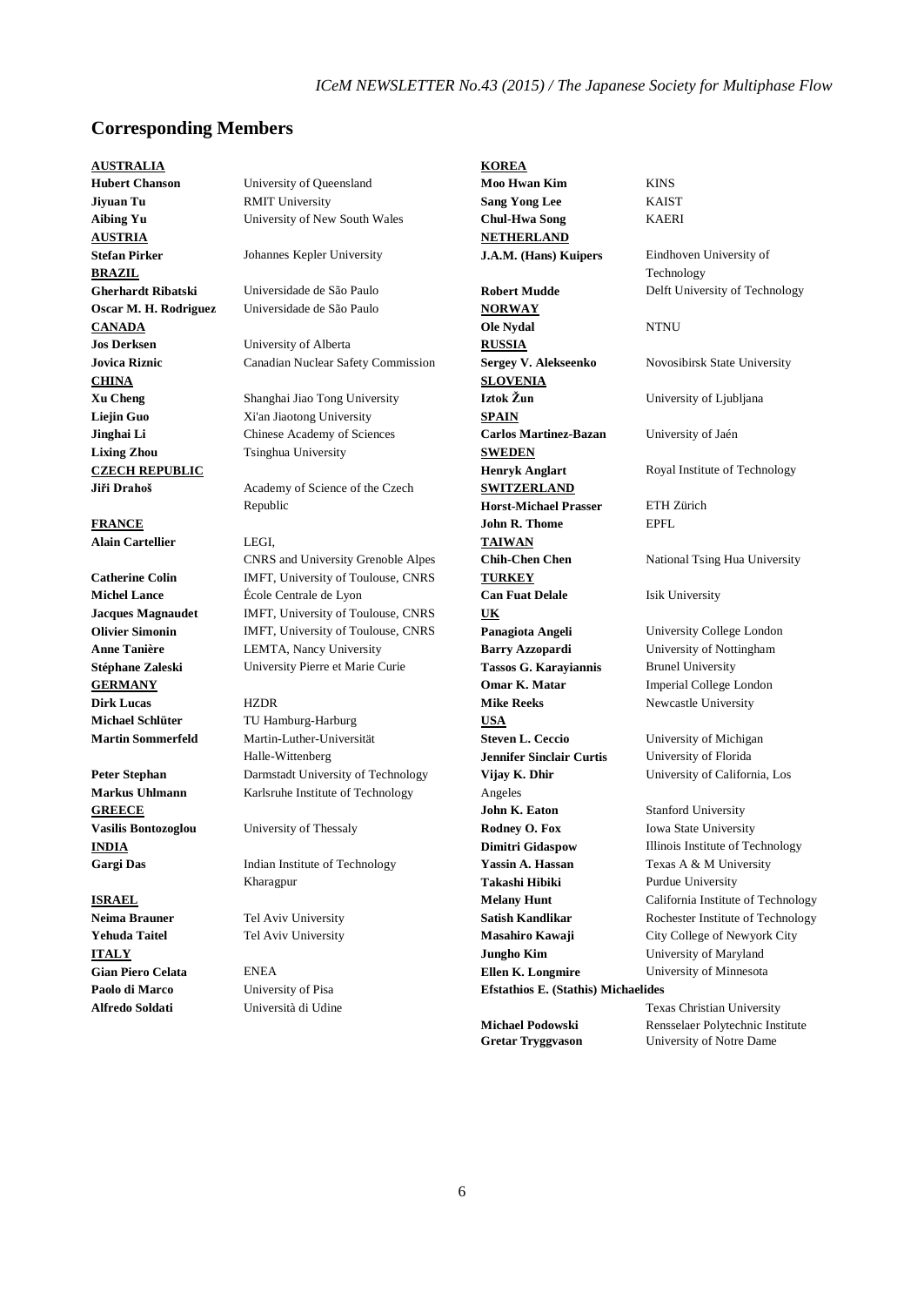## Corresponding Members

**AUSTRALIA**

**Hubert Chanson** University of Queensland
**Jiyuan Tu** RMIT University
**Aibing Yu** University of New South Wales

**AUSTRIA**

**Stefan Pirker** Johannes Kepler University

**BRAZIL**

**Gherhardt Ribatski** Universidade de São Paulo
**Oscar M. H. Rodriguez** Universidade de São Paulo

**CANADA**

**Jos Derksen** University of Alberta
**Jovica Riznic** Canadian Nuclear Safety Commission

**CHINA**

**Xu Cheng** Shanghai Jiao Tong University
**Liejin Guo** Xi'an Jiaotong University
**Jinghai Li** Chinese Academy of Sciences
**Lixing Zhou** Tsinghua University

**CZECH REPUBLIC**

**Jiři Drahoš** Academy of Science of the Czech Republic

**FRANCE**

**Alain Cartellier** LEGI, CNRS and University Grenoble Alpes
**Catherine Colin** IMFT, University of Toulouse, CNRS
**Michel Lance** École Centrale de Lyon
**Jacques Magnaudet** IMFT, University of Toulouse, CNRS
**Olivier Simonin** IMFT, University of Toulouse, CNRS
**Anne Tanière** LEMTA, Nancy University
**Stéphane Zaleski** University Pierre et Marie Curie

**GERMANY**

**Dirk Lucas** HZDR
**Michael Schlüter** TU Hamburg-Harburg
**Martin Sommerfeld** Martin-Luther-Universität Halle-Wittenberg
**Peter Stephan** Darmstadt University of Technology
**Markus Uhlmann** Karlsruhe Institute of Technology

**GREECE**

**Vasilis Bontozoglou** University of Thessaly

**INDIA**

**Gargi Das** Indian Institute of Technology Kharagpur

**ISRAEL**

**Neima Brauner** Tel Aviv University
**Yehuda Taitel** Tel Aviv University

**ITALY**

**Gian Piero Celata** ENEA
**Paolo di Marco** University of Pisa
**Alfredo Soldati** Università di Udine

**KOREA**

**Moo Hwan Kim** KINS
**Sang Yong Lee** KAIST
**Chul-Hwa Song** KAERI

**NETHERLAND**

**J.A.M. (Hans) Kuipers** Eindhoven University of Technology
**Robert Mudde** Delft University of Technology

**NORWAY**

**Ole Nydal** NTNU

**RUSSIA**

**Sergey V. Alekseenko** Novosibirsk State University

**SLOVENIA**

**Iztok Žun** University of Ljubljana

**SPAIN**

**Carlos Martinez-Bazan** University of Jaén

**SWEDEN**

**Henryk Anglart** Royal Institute of Technology

**SWITZERLAND**

**Horst-Michael Prasser** ETH Zürich
**John R. Thome** EPFL

**TAIWAN**

**Chih-Chen Chen** National Tsing Hua University

**TURKEY**

**Can Fuat Delale** Isik University

**UK**

**Panagiota Angeli** University College London
**Barry Azzopardi** University of Nottingham
**Tassos G. Karayiannis** Brunel University
**Omar K. Matar** Imperial College London
**Mike Reeks** Newcastle University

**USA**

**Steven L. Ceccio** University of Michigan
**Jennifer Sinclair Curtis** University of Florida
**Vijay K. Dhir** University of California, Los Angeles
**John K. Eaton** Stanford University
**Rodney O. Fox** Iowa State University
**Dimitri Gidaspow** Illinois Institute of Technology
**Yassin A. Hassan** Texas A & M University
**Takashi Hibiki** Purdue University
**Melany Hunt** California Institute of Technology
**Satish Kandlikar** Rochester Institute of Technology
**Masahiro Kawaji** City College of Newyork City
**Jungho Kim** University of Maryland
**Ellen K. Longmire** University of Minnesota
**Efstathios E. (Stathis) Michaelides** Texas Christian University
**Michael Podowski** Rensselaer Polytechnic Institute
**Gretar Tryggvason** University of Notre Dame